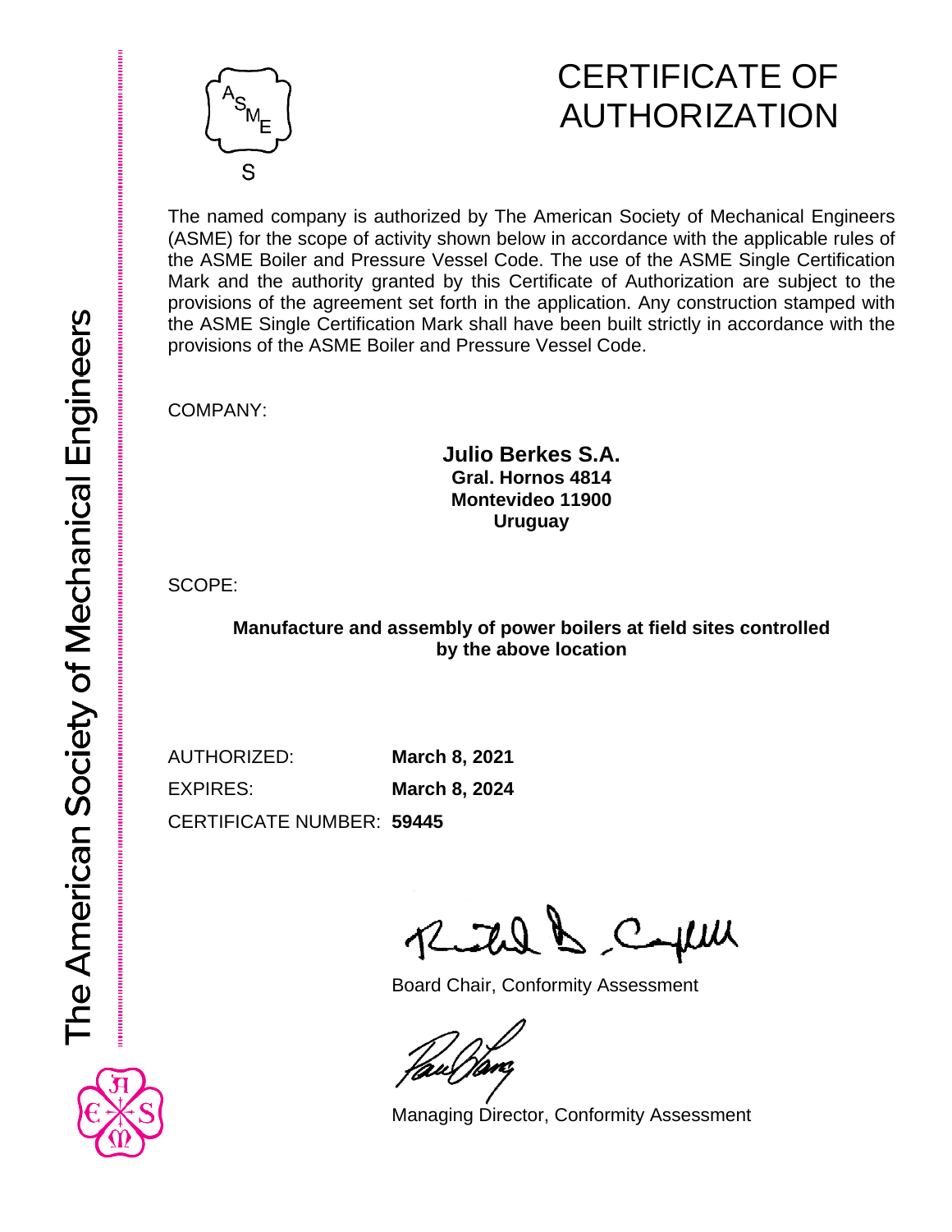# CERTIFICATE OF AUTHORIZATION

The named company is authorized by The American Society of Mechanical Engineers (ASME) for the scope of activity shown below in accordance with the applicable rules of the ASME Boiler and Pressure Vessel Code. The use of the ASME Single Certification Mark and the authority granted by this Certificate of Authorization are subject to the provisions of the agreement set forth in the application. Any construction stamped with the ASME Single Certification Mark shall have been built strictly in accordance with the provisions of the ASME Boiler and Pressure Vessel Code.

COMPANY:

**Julio Berkes S.A.**
**Gral. Hornos 4814**
**Montevideo 11900**
**Uruguay**

SCOPE:

**Manufacture and assembly of power boilers at field sites controlled by the above location**

AUTHORIZED: **March 8, 2021**

EXPIRES: **March 8, 2024**

CERTIFICATE NUMBER: **59445**

Board Chair, Conformity Assessment

Managing Director, Conformity Assessment

The American Society of Mechanical Engineers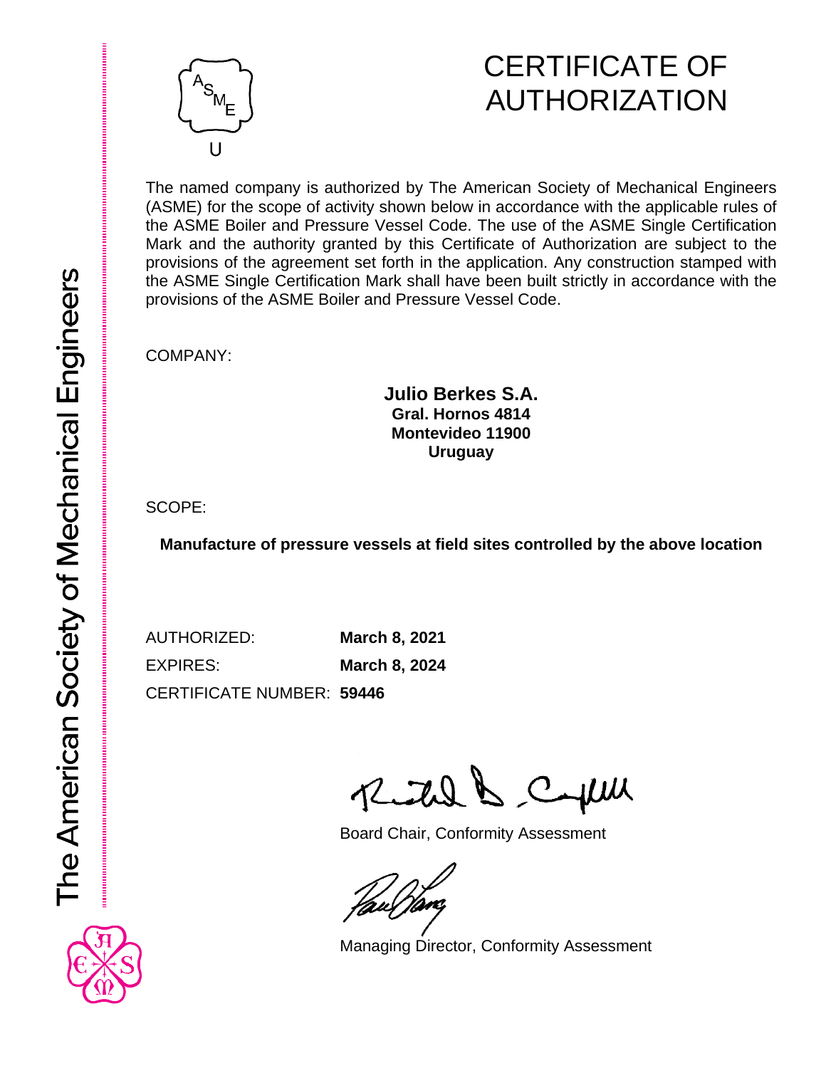# CERTIFICATE OF AUTHORIZATION

U

The named company is authorized by The American Society of Mechanical Engineers (ASME) for the scope of activity shown below in accordance with the applicable rules of the ASME Boiler and Pressure Vessel Code. The use of the ASME Single Certification Mark and the authority granted by this Certificate of Authorization are subject to the provisions of the agreement set forth in the application. Any construction stamped with the ASME Single Certification Mark shall have been built strictly in accordance with the provisions of the ASME Boiler and Pressure Vessel Code.

COMPANY:

**Julio Berkes S.A.**
**Gral. Hornos 4814**
**Montevideo 11900**
**Uruguay**

SCOPE:

**Manufacture of pressure vessels at field sites controlled by the above location**

AUTHORIZED: **March 8, 2021**

EXPIRES: **March 8, 2024**

CERTIFICATE NUMBER: **59446**

Board Chair, Conformity Assessment

Managing Director, Conformity Assessment

The American Society of Mechanical Engineers